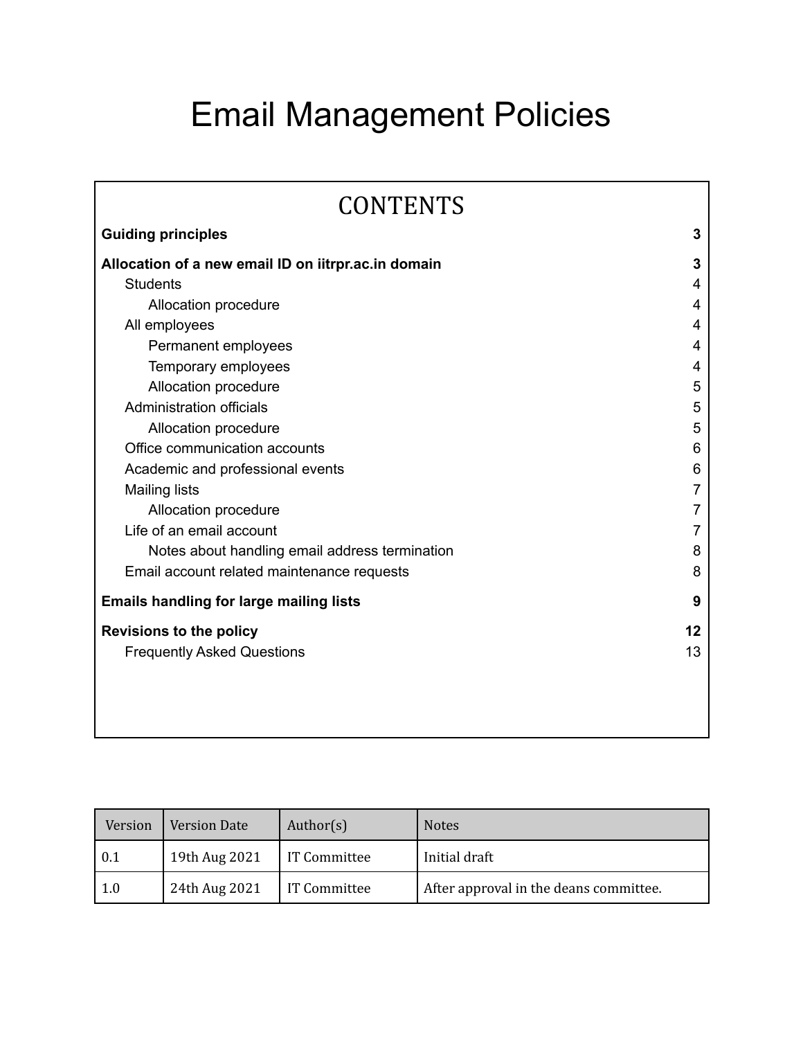# Email Management Policies

## CONTENTS

| | |
|---|---|
| **Guiding principles** | **3** |
| **Allocation of a new email ID on iitrpr.ac.in domain** | **3** |
| Students | 4 |
| Allocation procedure | 4 |
| All employees | 4 |
| Permanent employees | 4 |
| Temporary employees | 4 |
| Allocation procedure | 5 |
| Administration officials | 5 |
| Allocation procedure | 5 |
| Office communication accounts | 6 |
| Academic and professional events | 6 |
| Mailing lists | 7 |
| Allocation procedure | 7 |
| Life of an email account | 7 |
| Notes about handling email address termination | 8 |
| Email account related maintenance requests | 8 |
| **Emails handling for large mailing lists** | **9** |
| **Revisions to the policy** | **12** |
| Frequently Asked Questions | 13 |

| Version | Version Date | Author(s) | Notes |
|---|---|---|---|
| 0.1 | 19th Aug 2021 | IT Committee | Initial draft |
| 1.0 | 24th Aug 2021 | IT Committee | After approval in the deans committee. |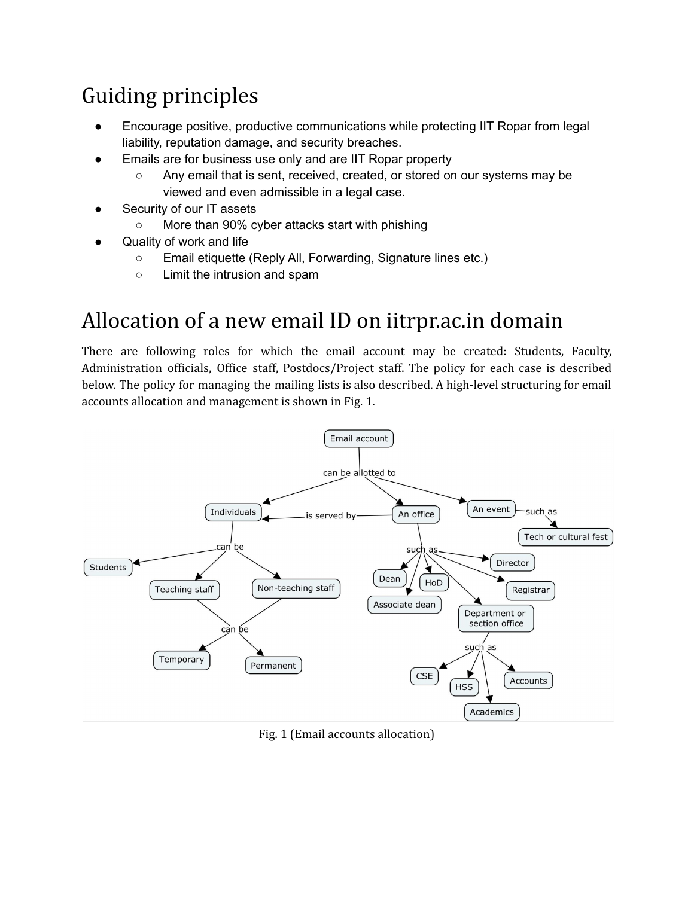# Guiding principles

- Encourage positive, productive communications while protecting IIT Ropar from legal liability, reputation damage, and security breaches.
- Emails are for business use only and are IIT Ropar property
  - Any email that is sent, received, created, or stored on our systems may be viewed and even admissible in a legal case.
- Security of our IT assets
  - More than 90% cyber attacks start with phishing
- Quality of work and life
  - Email etiquette (Reply All, Forwarding, Signature lines etc.)
  - Limit the intrusion and spam

# Allocation of a new email ID on iitrpr.ac.in domain

There are following roles for which the email account may be created: Students, Faculty, Administration officials, Office staff, Postdocs/Project staff. The policy for each case is described below. The policy for managing the mailing lists is also described. A high-level structuring for email accounts allocation and management is shown in Fig. 1.

Fig. 1 (Email accounts allocation)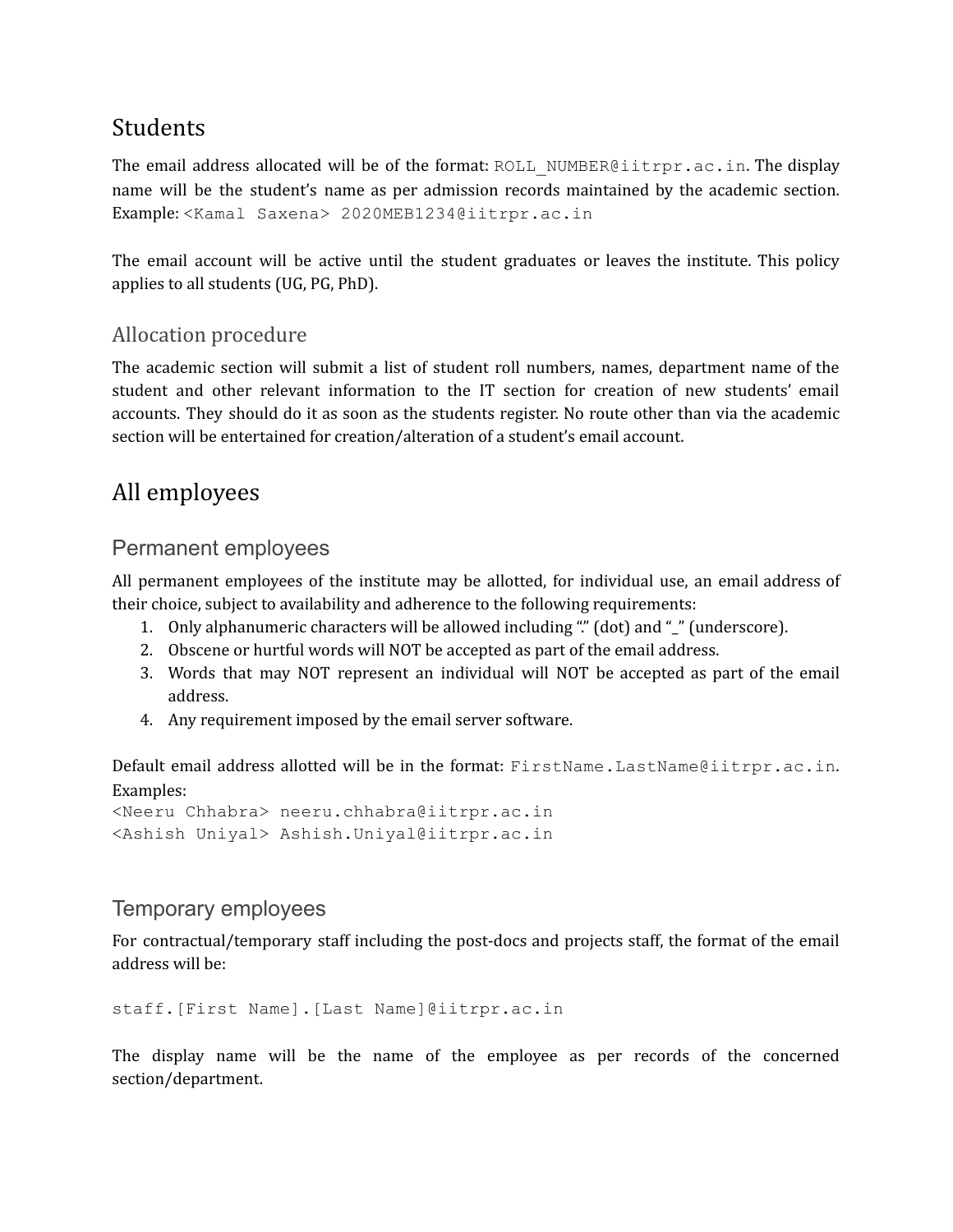## Students

The email address allocated will be of the format: `ROLL_NUMBER@iitrpr.ac.in`. The display name will be the student's name as per admission records maintained by the academic section. Example: `<Kamal Saxena> 2020MEB1234@iitrpr.ac.in`

The email account will be active until the student graduates or leaves the institute. This policy applies to all students (UG, PG, PhD).

### Allocation procedure

The academic section will submit a list of student roll numbers, names, department name of the student and other relevant information to the IT section for creation of new students' email accounts. They should do it as soon as the students register. No route other than via the academic section will be entertained for creation/alteration of a student's email account.

## All employees

### Permanent employees

All permanent employees of the institute may be allotted, for individual use, an email address of their choice, subject to availability and adherence to the following requirements:

1. Only alphanumeric characters will be allowed including "." (dot) and "_" (underscore).
2. Obscene or hurtful words will NOT be accepted as part of the email address.
3. Words that may NOT represent an individual will NOT be accepted as part of the email address.
4. Any requirement imposed by the email server software.

Default email address allotted will be in the format: `FirstName.LastName@iitrpr.ac.in`. Examples:

```
<Neeru Chhabra> neeru.chhabra@iitrpr.ac.in
<Ashish Uniyal> Ashish.Uniyal@iitrpr.ac.in
```

### Temporary employees

For contractual/temporary staff including the post-docs and projects staff, the format of the email address will be:

```
staff.[First Name].[Last Name]@iitrpr.ac.in
```

The display name will be the name of the employee as per records of the concerned section/department.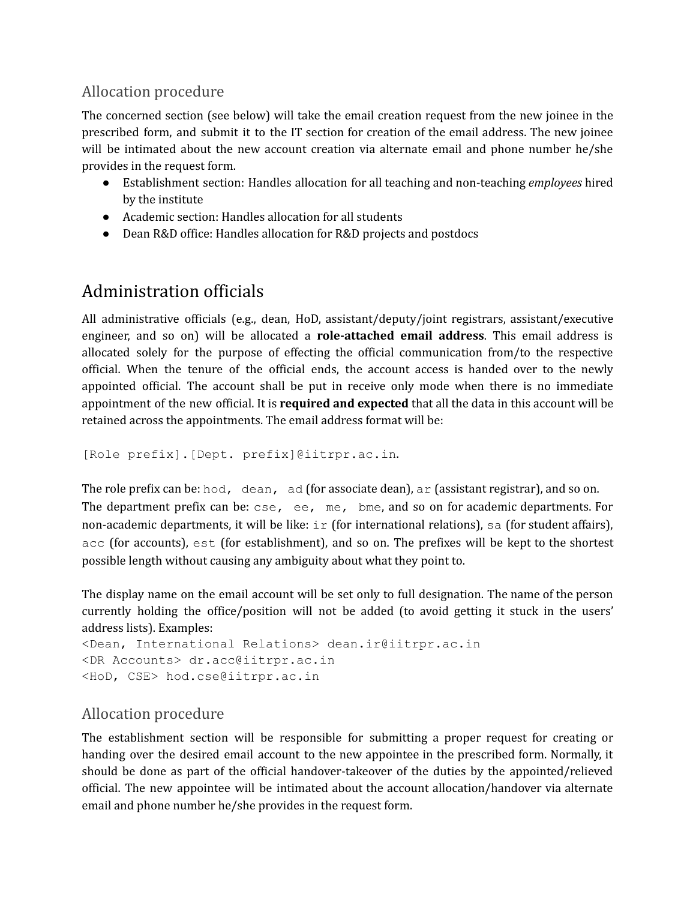### Allocation procedure

The concerned section (see below) will take the email creation request from the new joinee in the prescribed form, and submit it to the IT section for creation of the email address. The new joinee will be intimated about the new account creation via alternate email and phone number he/she provides in the request form.

- Establishment section: Handles allocation for all teaching and non-teaching *employees* hired by the institute
- Academic section: Handles allocation for all students
- Dean R&D office: Handles allocation for R&D projects and postdocs

## Administration officials

All administrative officials (e.g., dean, HoD, assistant/deputy/joint registrars, assistant/executive engineer, and so on) will be allocated a **role-attached email address**. This email address is allocated solely for the purpose of effecting the official communication from/to the respective official. When the tenure of the official ends, the account access is handed over to the newly appointed official. The account shall be put in receive only mode when there is no immediate appointment of the new official. It is **required and expected** that all the data in this account will be retained across the appointments. The email address format will be:

`[Role prefix].[Dept. prefix]@iitrpr.ac.in`.

The role prefix can be: `hod, dean, ad` (for associate dean), `ar` (assistant registrar), and so on. The department prefix can be: `cse, ee, me, bme`, and so on for academic departments. For non-academic departments, it will be like: `ir` (for international relations), `sa` (for student affairs), `acc` (for accounts), `est` (for establishment), and so on. The prefixes will be kept to the shortest possible length without causing any ambiguity about what they point to.

The display name on the email account will be set only to full designation. The name of the person currently holding the office/position will not be added (to avoid getting it stuck in the users' address lists). Examples:

```
<Dean, International Relations> dean.ir@iitrpr.ac.in
<DR Accounts> dr.acc@iitrpr.ac.in
<HoD, CSE> hod.cse@iitrpr.ac.in
```

### Allocation procedure

The establishment section will be responsible for submitting a proper request for creating or handing over the desired email account to the new appointee in the prescribed form. Normally, it should be done as part of the official handover-takeover of the duties by the appointed/relieved official. The new appointee will be intimated about the account allocation/handover via alternate email and phone number he/she provides in the request form.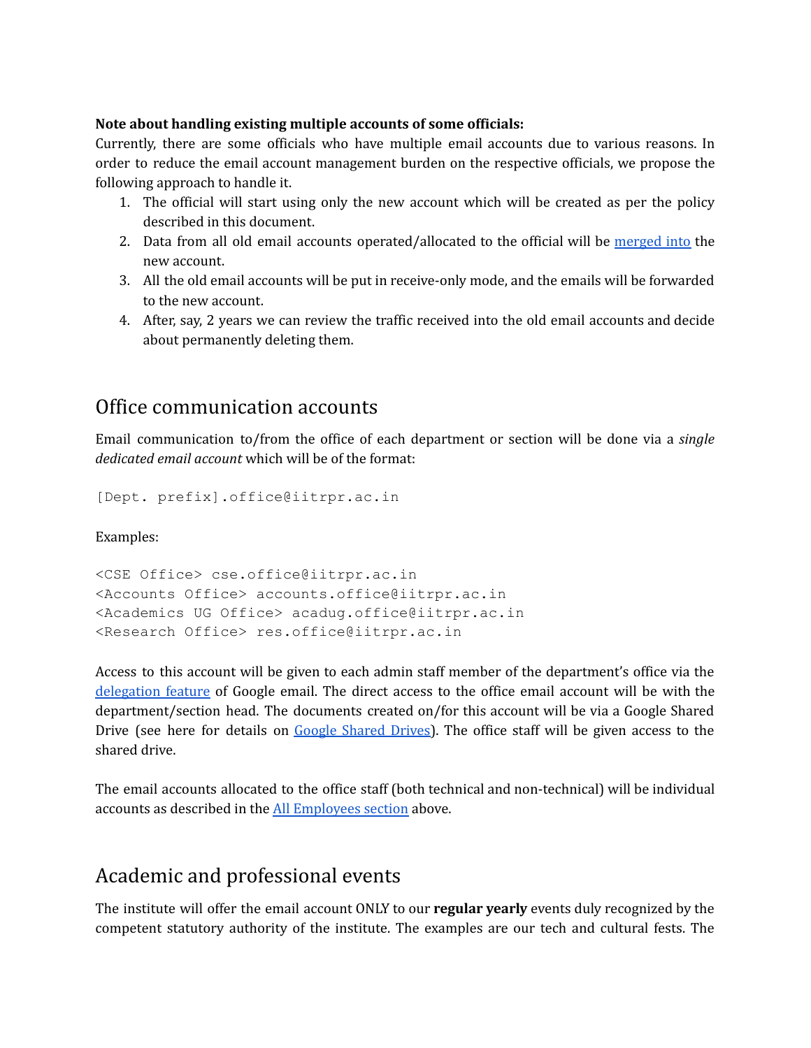**Note about handling existing multiple accounts of some officials:**
Currently, there are some officials who have multiple email accounts due to various reasons. In order to reduce the email account management burden on the respective officials, we propose the following approach to handle it.

1. The official will start using only the new account which will be created as per the policy described in this document.
2. Data from all old email accounts operated/allocated to the official will be merged into the new account.
3. All the old email accounts will be put in receive-only mode, and the emails will be forwarded to the new account.
4. After, say, 2 years we can review the traffic received into the old email accounts and decide about permanently deleting them.

## Office communication accounts

Email communication to/from the office of each department or section will be done via a *single dedicated email account* which will be of the format:

```
[Dept. prefix].office@iitrpr.ac.in
```

Examples:

```
<CSE Office> cse.office@iitrpr.ac.in
<Accounts Office> accounts.office@iitrpr.ac.in
<Academics UG Office> acadug.office@iitrpr.ac.in
<Research Office> res.office@iitrpr.ac.in
```

Access to this account will be given to each admin staff member of the department's office via the delegation feature of Google email. The direct access to the office email account will be with the department/section head. The documents created on/for this account will be via a Google Shared Drive (see here for details on Google Shared Drives). The office staff will be given access to the shared drive.

The email accounts allocated to the office staff (both technical and non-technical) will be individual accounts as described in the All Employees section above.

## Academic and professional events

The institute will offer the email account ONLY to our **regular yearly** events duly recognized by the competent statutory authority of the institute. The examples are our tech and cultural fests. The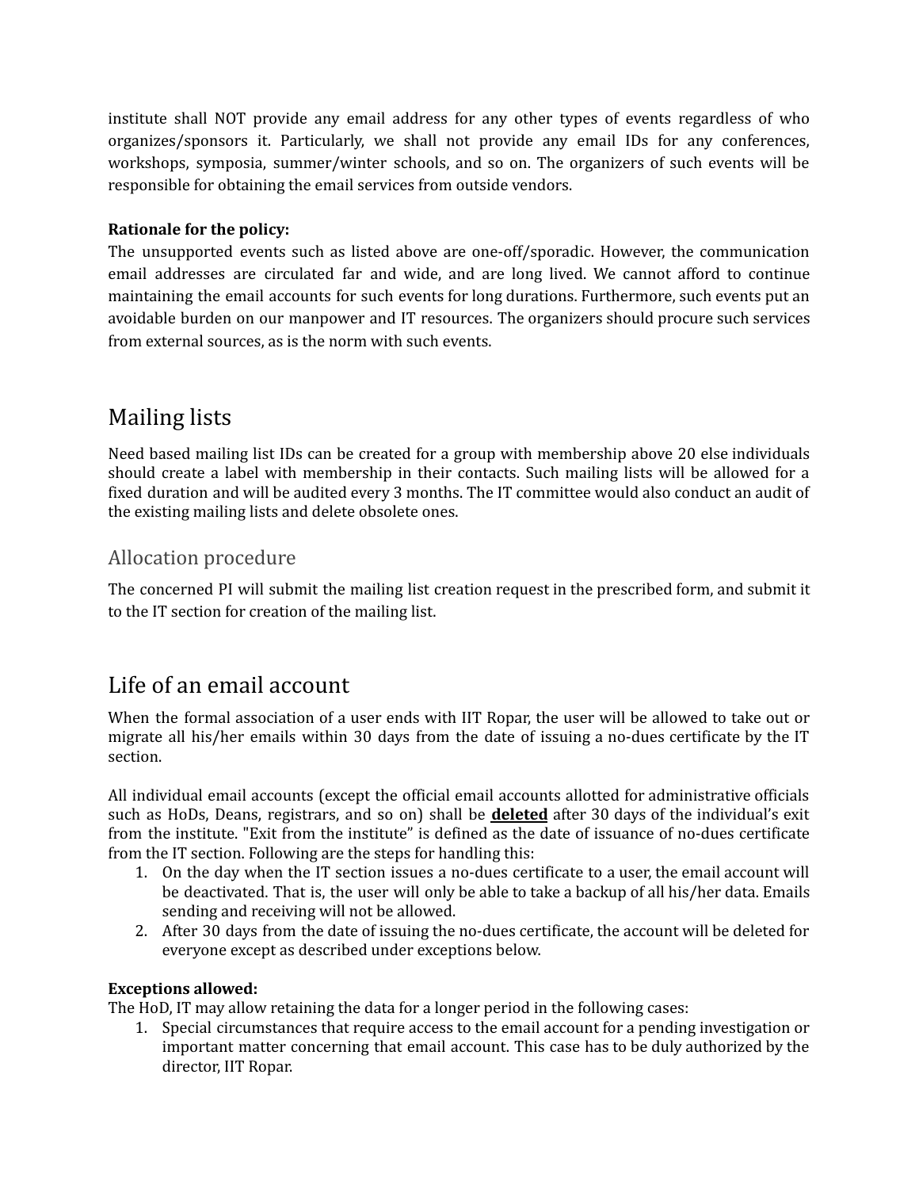institute shall NOT provide any email address for any other types of events regardless of who organizes/sponsors it. Particularly, we shall not provide any email IDs for any conferences, workshops, symposia, summer/winter schools, and so on. The organizers of such events will be responsible for obtaining the email services from outside vendors.

**Rationale for the policy:**
The unsupported events such as listed above are one-off/sporadic. However, the communication email addresses are circulated far and wide, and are long lived. We cannot afford to continue maintaining the email accounts for such events for long durations. Furthermore, such events put an avoidable burden on our manpower and IT resources. The organizers should procure such services from external sources, as is the norm with such events.

# Mailing lists

Need based mailing list IDs can be created for a group with membership above 20 else individuals should create a label with membership in their contacts. Such mailing lists will be allowed for a fixed duration and will be audited every 3 months. The IT committee would also conduct an audit of the existing mailing lists and delete obsolete ones.

## Allocation procedure

The concerned PI will submit the mailing list creation request in the prescribed form, and submit it to the IT section for creation of the mailing list.

# Life of an email account

When the formal association of a user ends with IIT Ropar, the user will be allowed to take out or migrate all his/her emails within 30 days from the date of issuing a no-dues certificate by the IT section.

All individual email accounts (except the official email accounts allotted for administrative officials such as HoDs, Deans, registrars, and so on) shall be **deleted** after 30 days of the individual's exit from the institute. "Exit from the institute" is defined as the date of issuance of no-dues certificate from the IT section. Following are the steps for handling this:

1. On the day when the IT section issues a no-dues certificate to a user, the email account will be deactivated. That is, the user will only be able to take a backup of all his/her data. Emails sending and receiving will not be allowed.
2. After 30 days from the date of issuing the no-dues certificate, the account will be deleted for everyone except as described under exceptions below.

**Exceptions allowed:**
The HoD, IT may allow retaining the data for a longer period in the following cases:

1. Special circumstances that require access to the email account for a pending investigation or important matter concerning that email account. This case has to be duly authorized by the director, IIT Ropar.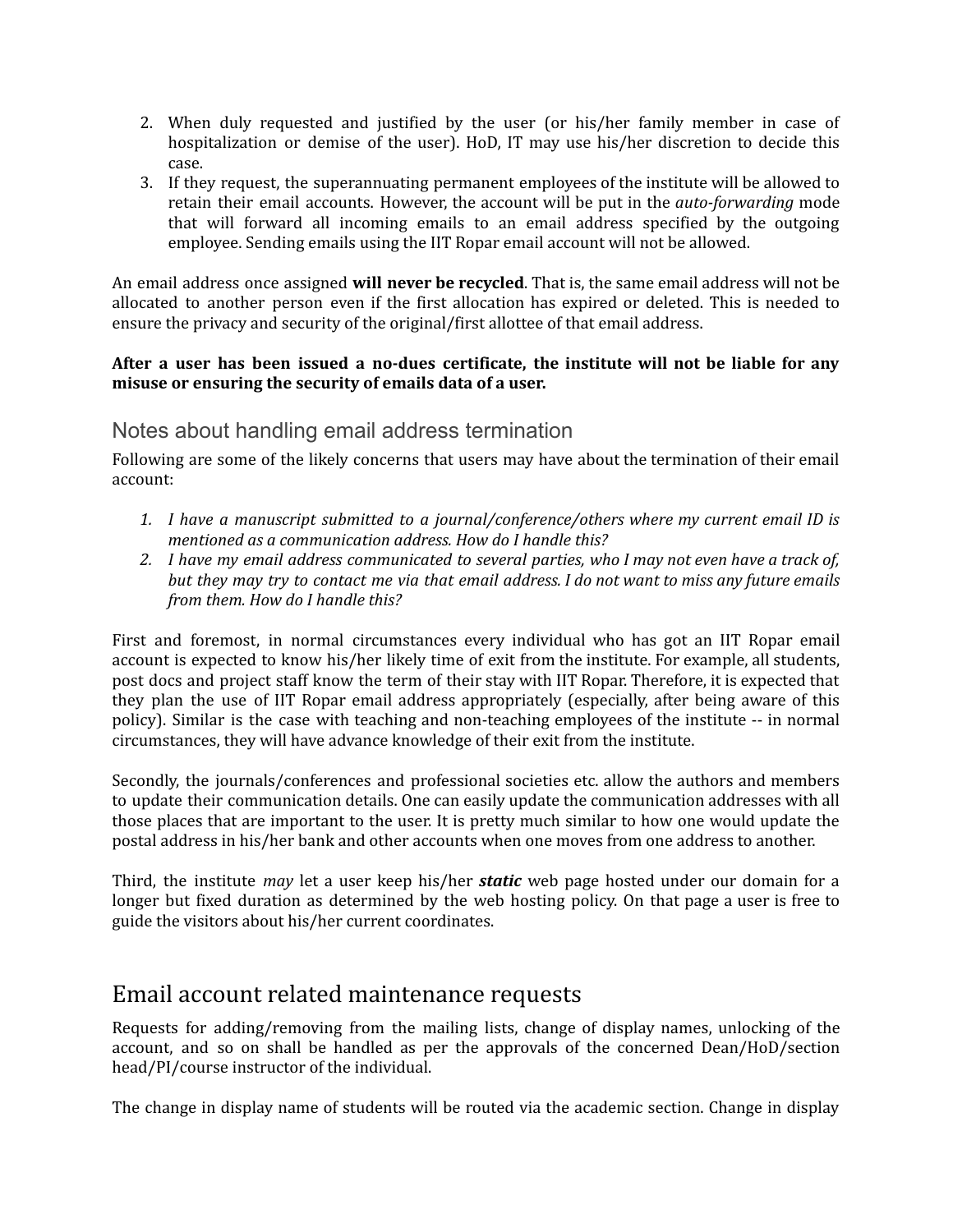2. When duly requested and justified by the user (or his/her family member in case of hospitalization or demise of the user). HoD, IT may use his/her discretion to decide this case.
3. If they request, the superannuating permanent employees of the institute will be allowed to retain their email accounts. However, the account will be put in the *auto-forwarding* mode that will forward all incoming emails to an email address specified by the outgoing employee. Sending emails using the IIT Ropar email account will not be allowed.

An email address once assigned **will never be recycled**. That is, the same email address will not be allocated to another person even if the first allocation has expired or deleted. This is needed to ensure the privacy and security of the original/first allottee of that email address.

**After a user has been issued a no-dues certificate, the institute will not be liable for any misuse or ensuring the security of emails data of a user.**

### Notes about handling email address termination

Following are some of the likely concerns that users may have about the termination of their email account:

1. *I have a manuscript submitted to a journal/conference/others where my current email ID is mentioned as a communication address. How do I handle this?*
2. *I have my email address communicated to several parties, who I may not even have a track of, but they may try to contact me via that email address. I do not want to miss any future emails from them. How do I handle this?*

First and foremost, in normal circumstances every individual who has got an IIT Ropar email account is expected to know his/her likely time of exit from the institute. For example, all students, post docs and project staff know the term of their stay with IIT Ropar. Therefore, it is expected that they plan the use of IIT Ropar email address appropriately (especially, after being aware of this policy). Similar is the case with teaching and non-teaching employees of the institute -- in normal circumstances, they will have advance knowledge of their exit from the institute.

Secondly, the journals/conferences and professional societies etc. allow the authors and members to update their communication details. One can easily update the communication addresses with all those places that are important to the user. It is pretty much similar to how one would update the postal address in his/her bank and other accounts when one moves from one address to another.

Third, the institute *may* let a user keep his/her ***static*** web page hosted under our domain for a longer but fixed duration as determined by the web hosting policy. On that page a user is free to guide the visitors about his/her current coordinates.

## Email account related maintenance requests

Requests for adding/removing from the mailing lists, change of display names, unlocking of the account, and so on shall be handled as per the approvals of the concerned Dean/HoD/section head/PI/course instructor of the individual.

The change in display name of students will be routed via the academic section. Change in display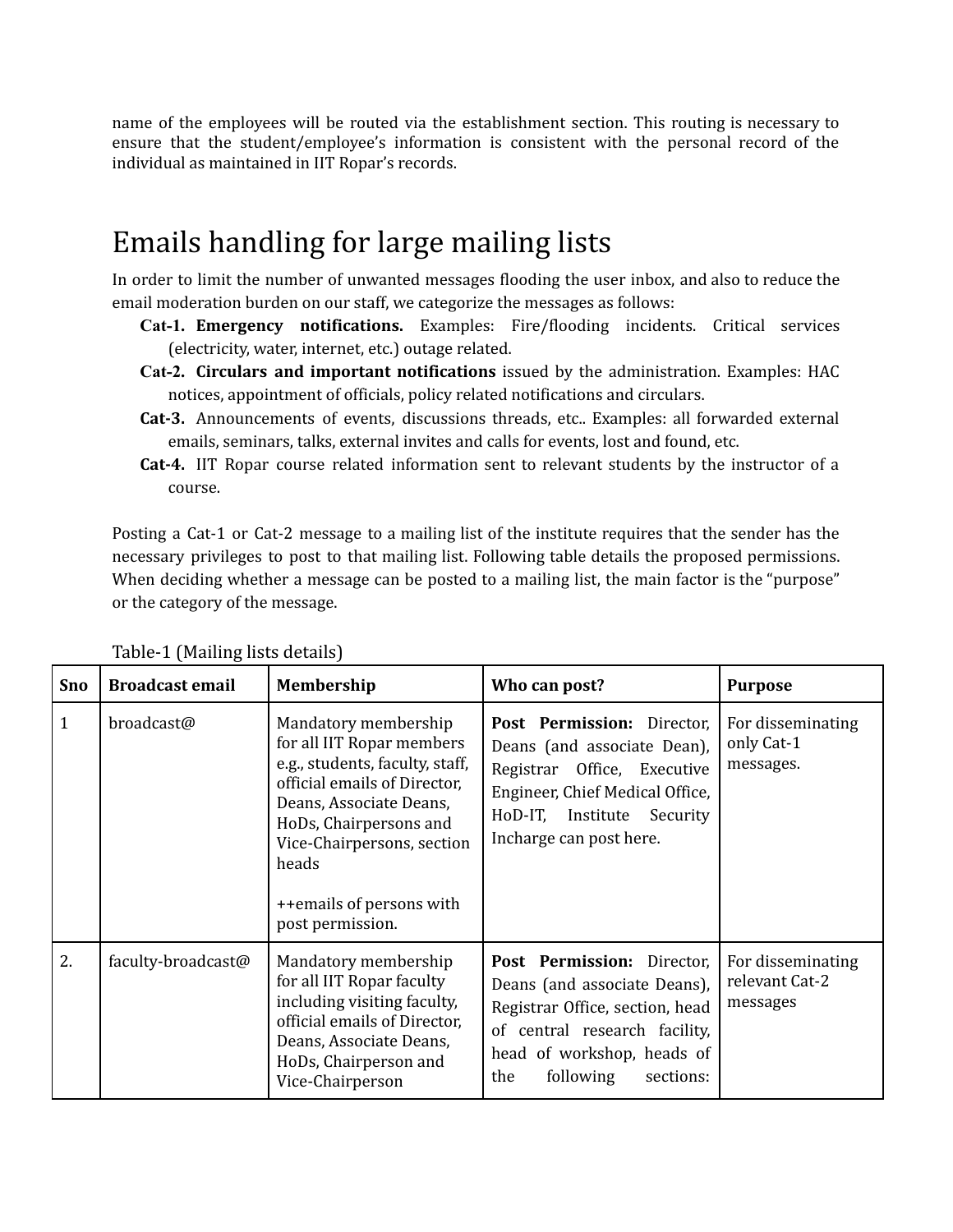name of the employees will be routed via the establishment section. This routing is necessary to ensure that the student/employee's information is consistent with the personal record of the individual as maintained in IIT Ropar's records.

# Emails handling for large mailing lists

In order to limit the number of unwanted messages flooding the user inbox, and also to reduce the email moderation burden on our staff, we categorize the messages as follows:

- **Cat-1. Emergency notifications.** Examples: Fire/flooding incidents. Critical services (electricity, water, internet, etc.) outage related.
- **Cat-2. Circulars and important notifications** issued by the administration. Examples: HAC notices, appointment of officials, policy related notifications and circulars.
- **Cat-3.** Announcements of events, discussions threads, etc.. Examples: all forwarded external emails, seminars, talks, external invites and calls for events, lost and found, etc.
- **Cat-4.** IIT Ropar course related information sent to relevant students by the instructor of a course.

Posting a Cat-1 or Cat-2 message to a mailing list of the institute requires that the sender has the necessary privileges to post to that mailing list. Following table details the proposed permissions. When deciding whether a message can be posted to a mailing list, the main factor is the "purpose" or the category of the message.

Table-1 (Mailing lists details)

| Sno | Broadcast email | Membership | Who can post? | Purpose |
|---|---|---|---|---|
| 1 | broadcast@ | Mandatory membership for all IIT Ropar members e.g., students, faculty, staff, official emails of Director, Deans, Associate Deans, HoDs, Chairpersons and Vice-Chairpersons, section heads<br><br>++emails of persons with post permission. | **Post Permission:** Director, Deans (and associate Dean), Registrar Office, Executive Engineer, Chief Medical Office, HoD-IT, Institute Security Incharge can post here. | For disseminating only Cat-1 messages. |
| 2. | faculty-broadcast@ | Mandatory membership for all IIT Ropar faculty including visiting faculty, official emails of Director, Deans, Associate Deans, HoDs, Chairperson and Vice-Chairperson | **Post Permission:** Director, Deans (and associate Deans), Registrar Office, section, head of central research facility, head of workshop, heads of the following sections: | For disseminating relevant Cat-2 messages |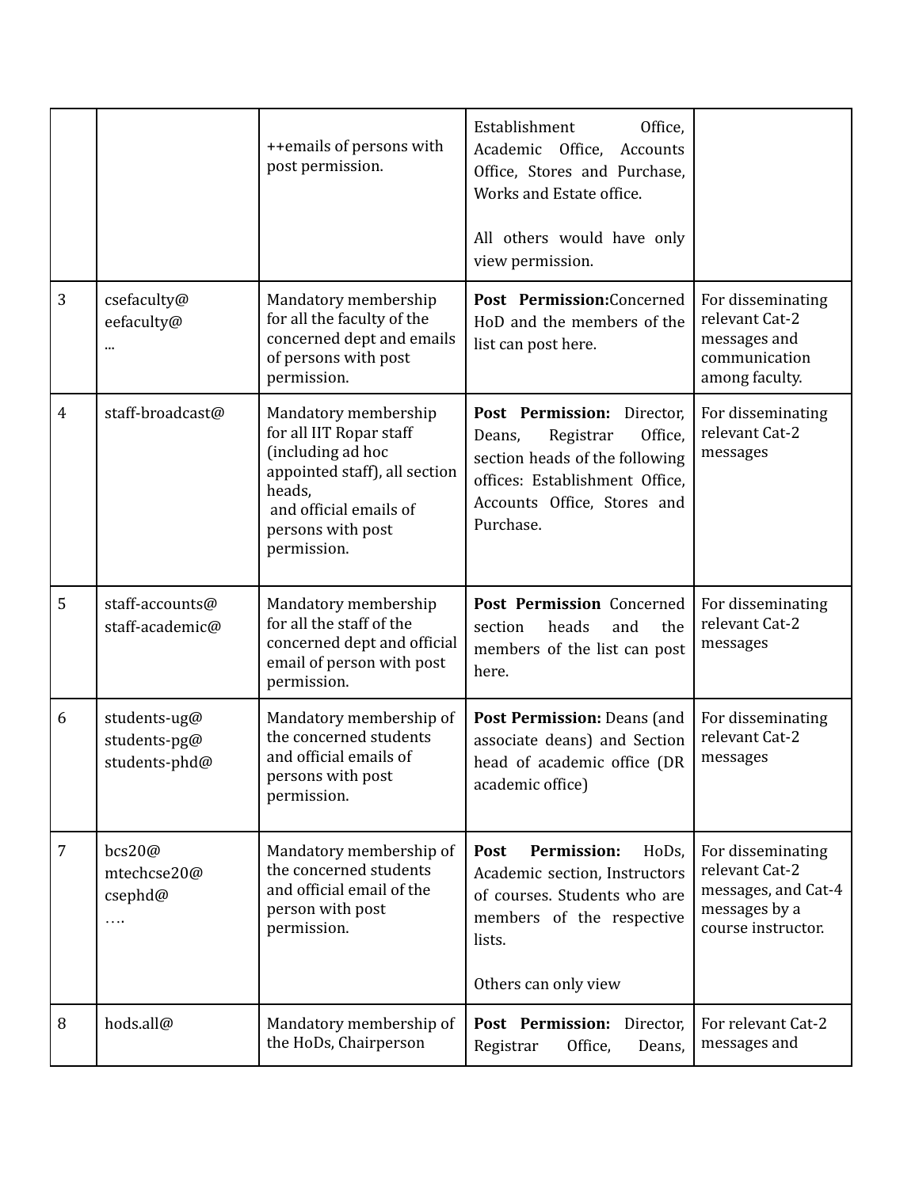| | | | | |
|---|---|---|---|---|
| | | ++emails of persons with post permission. | Establishment Office, Academic Office, Accounts Office, Stores and Purchase, Works and Estate office.<br><br>All others would have only view permission. | |
| 3 | csefaculty@<br>eefaculty@<br>... | Mandatory membership for all the faculty of the concerned dept and emails of persons with post permission. | **Post Permission:**Concerned HoD and the members of the list can post here. | For disseminating relevant Cat-2 messages and communication among faculty. |
| 4 | staff-broadcast@ | Mandatory membership for all IIT Ropar staff (including ad hoc appointed staff), all section heads,<br>and official emails of persons with post permission. | **Post Permission:** Director, Deans, Registrar Office, section heads of the following offices: Establishment Office, Accounts Office, Stores and Purchase. | For disseminating relevant Cat-2 messages |
| 5 | staff-accounts@<br>staff-academic@ | Mandatory membership for all the staff of the concerned dept and official email of person with post permission. | **Post Permission** Concerned section heads and the members of the list can post here. | For disseminating relevant Cat-2 messages |
| 6 | students-ug@<br>students-pg@<br>students-phd@ | Mandatory membership of the concerned students and official emails of persons with post permission. | **Post Permission:** Deans (and associate deans) and Section head of academic office (DR academic office) | For disseminating relevant Cat-2 messages |
| 7 | bcs20@<br>mtechcse20@<br>csephd@<br>…. | Mandatory membership of the concerned students and official email of the person with post permission. | **Post Permission:** HoDs, Academic section, Instructors of courses. Students who are members of the respective lists.<br><br>Others can only view | For disseminating relevant Cat-2 messages, and Cat-4 messages by a course instructor. |
| 8 | hods.all@ | Mandatory membership of the HoDs, Chairperson | **Post Permission:** Director, Registrar Office, Deans, | For relevant Cat-2 messages and |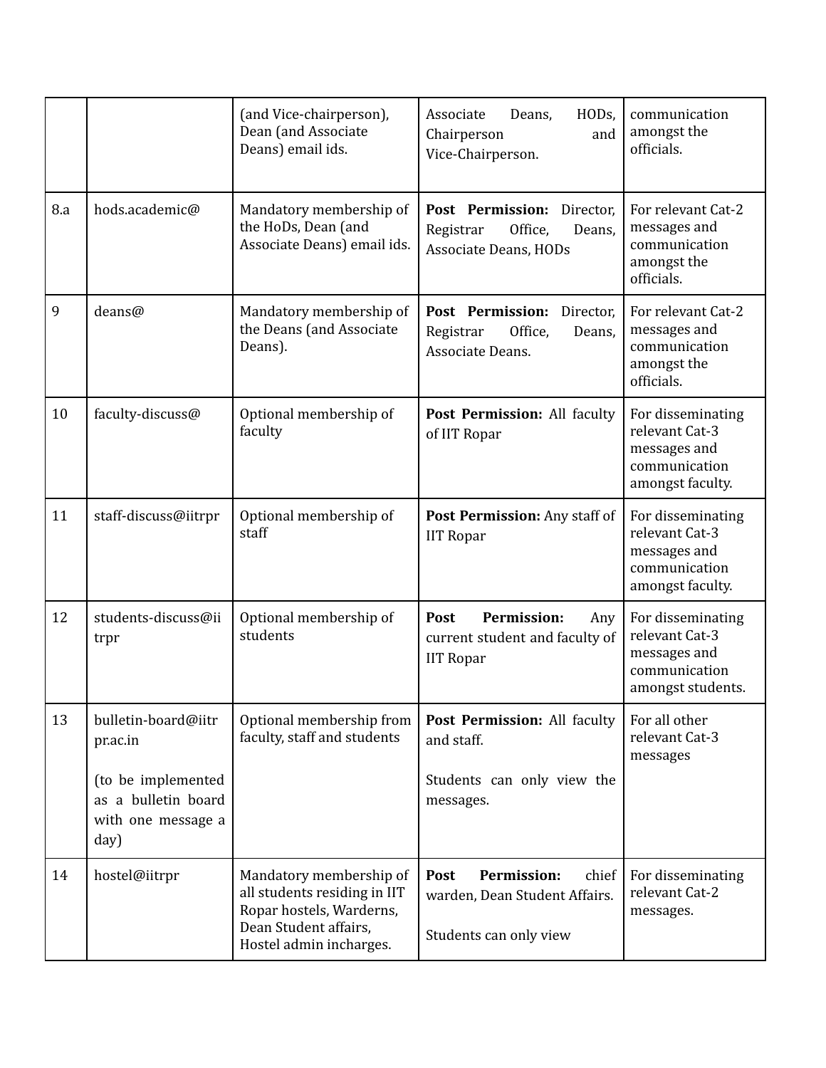| | | | | |
|---|---|---|---|---|
| | | (and Vice-chairperson), Dean (and Associate Deans) email ids. | Associate Deans, HODs, Chairperson and Vice-Chairperson. | communication amongst the officials. |
| 8.a | hods.academic@ | Mandatory membership of the HoDs, Dean (and Associate Deans) email ids. | **Post Permission:** Director, Registrar Office, Deans, Associate Deans, HODs | For relevant Cat-2 messages and communication amongst the officials. |
| 9 | deans@ | Mandatory membership of the Deans (and Associate Deans). | **Post Permission:** Director, Registrar Office, Deans, Associate Deans. | For relevant Cat-2 messages and communication amongst the officials. |
| 10 | faculty-discuss@ | Optional membership of faculty | **Post Permission:** All faculty of IIT Ropar | For disseminating relevant Cat-3 messages and communication amongst faculty. |
| 11 | staff-discuss@iitrpr | Optional membership of staff | **Post Permission:** Any staff of IIT Ropar | For disseminating relevant Cat-3 messages and communication amongst faculty. |
| 12 | students-discuss@iitrpr | Optional membership of students | **Post Permission:** Any current student and faculty of IIT Ropar | For disseminating relevant Cat-3 messages and communication amongst students. |
| 13 | bulletin-board@iitrpr.ac.in<br><br>(to be implemented as a bulletin board with one message a day) | Optional membership from faculty, staff and students | **Post Permission:** All faculty and staff.<br><br>Students can only view the messages. | For all other relevant Cat-3 messages |
| 14 | hostel@iitrpr | Mandatory membership of all students residing in IIT Ropar hostels, Warderns, Dean Student affairs, Hostel admin incharges. | **Post Permission:** chief warden, Dean Student Affairs.<br><br>Students can only view | For disseminating relevant Cat-2 messages. |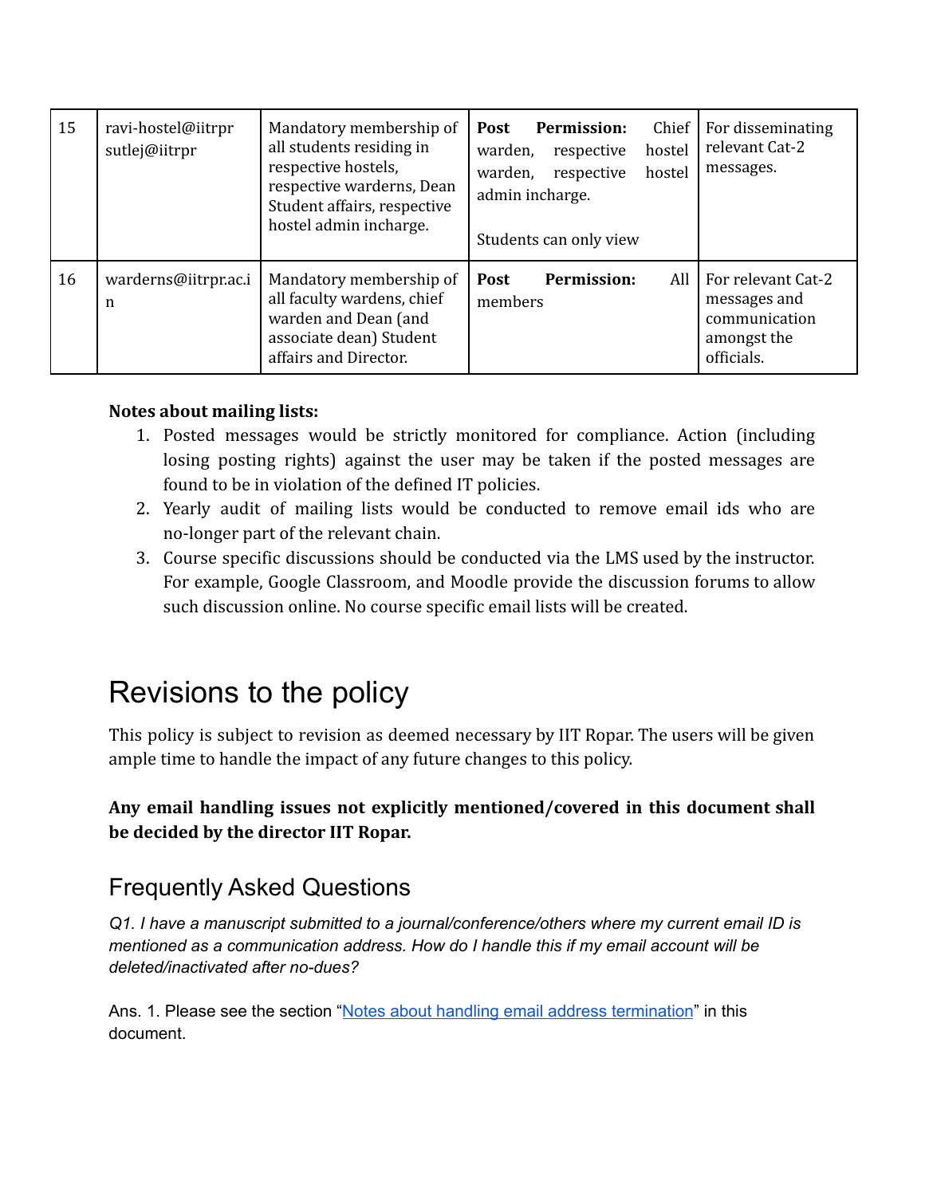| 15 | ravi-hostel@iitrpr<br>sutlej@iitrpr | Mandatory membership of all students residing in respective hostels, respective warderns, Dean Student affairs, respective hostel admin incharge. | **Post Permission:** Chief warden, respective hostel warden, respective hostel admin incharge.<br><br>Students can only view | For disseminating relevant Cat-2 messages. |
|---|---|---|---|---|
| 16 | warderns@iitrpr.ac.in | Mandatory membership of all faculty wardens, chief warden and Dean (and associate dean) Student affairs and Director. | **Post Permission:** All members | For relevant Cat-2 messages and communication amongst the officials. |

**Notes about mailing lists:**

1. Posted messages would be strictly monitored for compliance. Action (including losing posting rights) against the user may be taken if the posted messages are found to be in violation of the defined IT policies.
2. Yearly audit of mailing lists would be conducted to remove email ids who are no-longer part of the relevant chain.
3. Course specific discussions should be conducted via the LMS used by the instructor. For example, Google Classroom, and Moodle provide the discussion forums to allow such discussion online. No course specific email lists will be created.

# Revisions to the policy

This policy is subject to revision as deemed necessary by IIT Ropar. The users will be given ample time to handle the impact of any future changes to this policy.

**Any email handling issues not explicitly mentioned/covered in this document shall be decided by the director IIT Ropar.**

## Frequently Asked Questions

*Q1. I have a manuscript submitted to a journal/conference/others where my current email ID is mentioned as a communication address. How do I handle this if my email account will be deleted/inactivated after no-dues?*

Ans. 1. Please see the section "Notes about handling email address termination" in this document.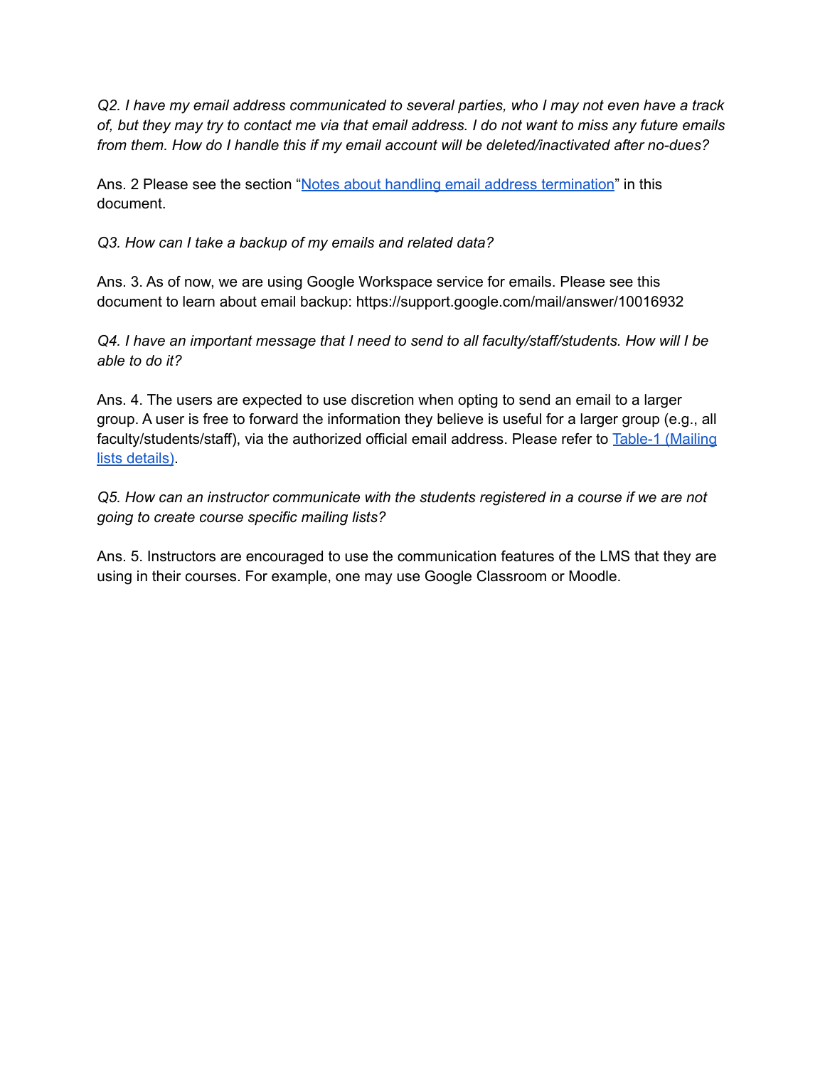*Q2. I have my email address communicated to several parties, who I may not even have a track of, but they may try to contact me via that email address. I do not want to miss any future emails from them. How do I handle this if my email account will be deleted/inactivated after no-dues?*

Ans. 2 Please see the section "Notes about handling email address termination" in this document.

*Q3. How can I take a backup of my emails and related data?*

Ans. 3. As of now, we are using Google Workspace service for emails. Please see this document to learn about email backup: https://support.google.com/mail/answer/10016932

*Q4. I have an important message that I need to send to all faculty/staff/students. How will I be able to do it?*

Ans. 4. The users are expected to use discretion when opting to send an email to a larger group. A user is free to forward the information they believe is useful for a larger group (e.g., all faculty/students/staff), via the authorized official email address. Please refer to Table-1 (Mailing lists details).

*Q5. How can an instructor communicate with the students registered in a course if we are not going to create course specific mailing lists?*

Ans. 5. Instructors are encouraged to use the communication features of the LMS that they are using in their courses. For example, one may use Google Classroom or Moodle.